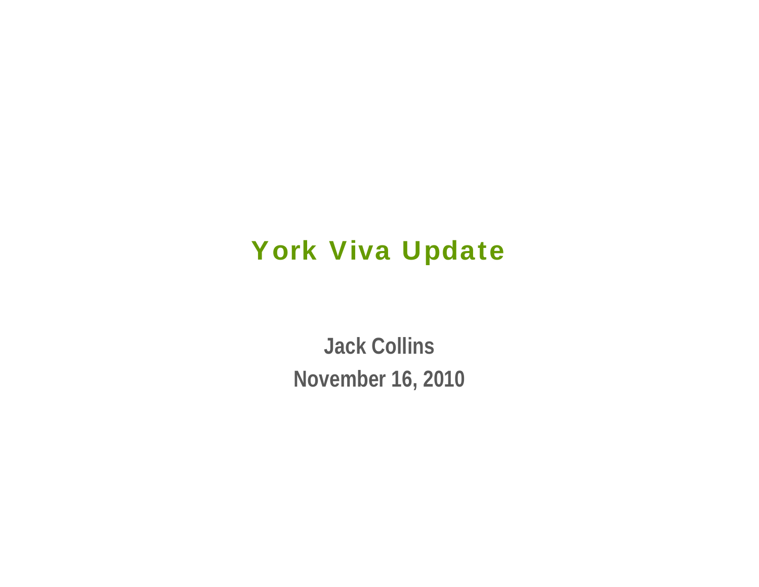# York Viva Update

**Jack Collins**

**November 16, 2010**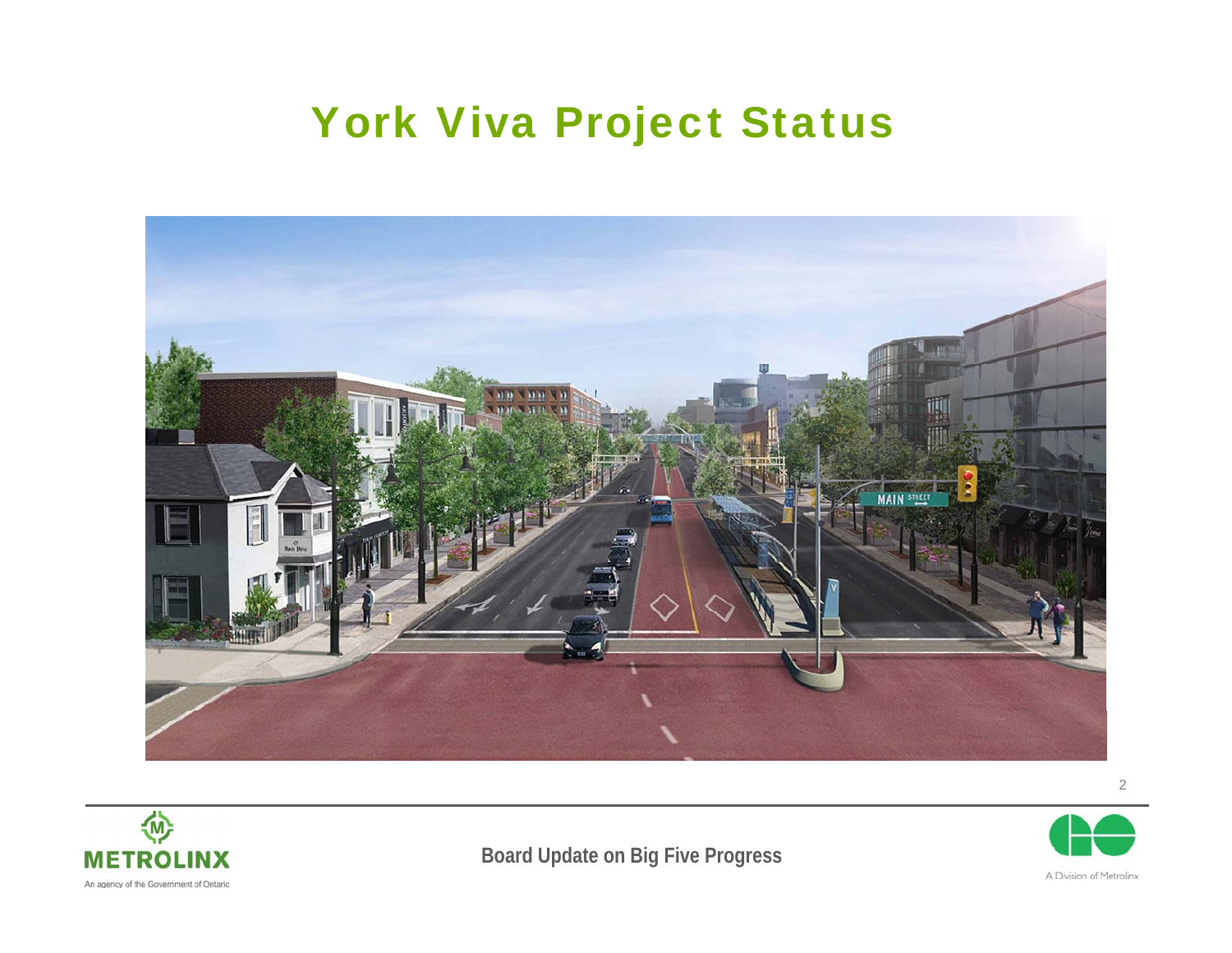# York Viva Project Status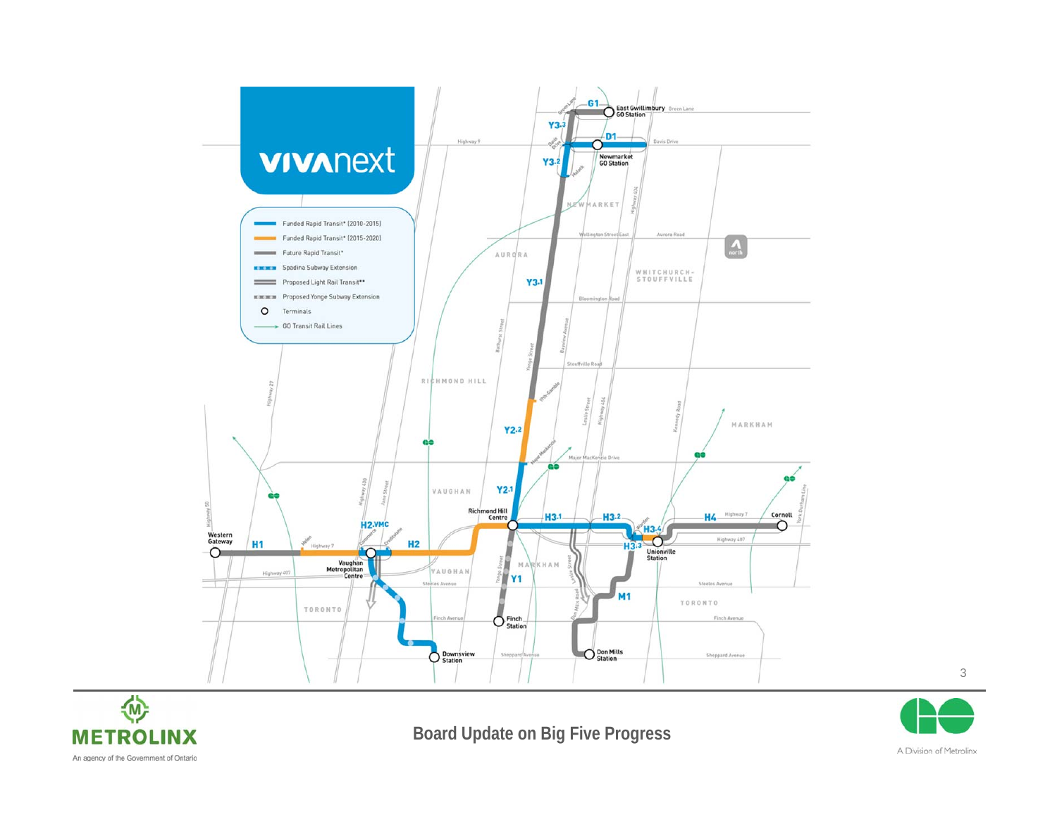# vivanext

- Funded Rapid Transit* (2010-2015)
- Funded Rapid Transit* (2015-2020)
- Future Rapid Transit*
- Spadina Subway Extension
- Proposed Light Rail Transit**
- Proposed Yonge Subway Extension
- Terminals
- GO Transit Rail Lines

G1 East Gwillimbury GO Station

D1 Newmarket GO Station

Y3.3 Y3.2 Y3.1 Y2.2 Y2.1 Y1

Richmond Hill Centre

Finch Station

H1 Western Gateway

H2 VMC Vaughan Metropolitan Centre

H2

Downsview Station

H3.1 H3.2 H3.3 H3.4

Unionville Station

H4 Cornell

M1 Don Mills Station

NEWMARKET · AURORA · WHITCHURCH-STOUFFVILLE · RICHMOND HILL · VAUGHAN · MARKHAM · TORONTO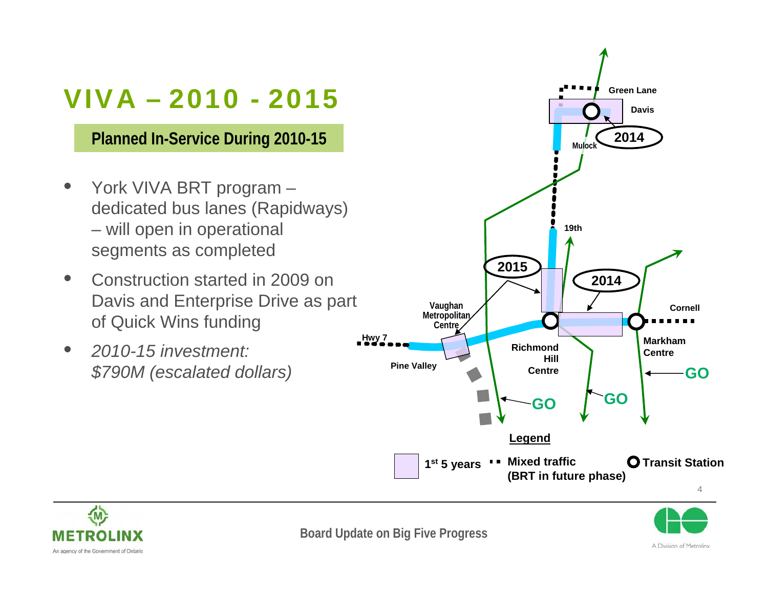# VIVA – 2010 - 2015

**Planned In-Service During 2010-15**

- York VIVA BRT program – dedicated bus lanes (Rapidways) – will open in operational segments as completed
- Construction started in 2009 on Davis and Enterprise Drive as part of Quick Wins funding
- *2010-15 investment: $790M (escalated dollars)*

Green Lane
Davis
2014
Mulock
19th
2015
2014
Vaughan Metropolitan Centre
Cornell
Hwy 7
Markham Centre
Richmond Hill Centre
Pine Valley
GO
GO
GO

**Legend**

1st 5 years

Mixed traffic (BRT in future phase)

Transit Station

Board Update on Big Five Progress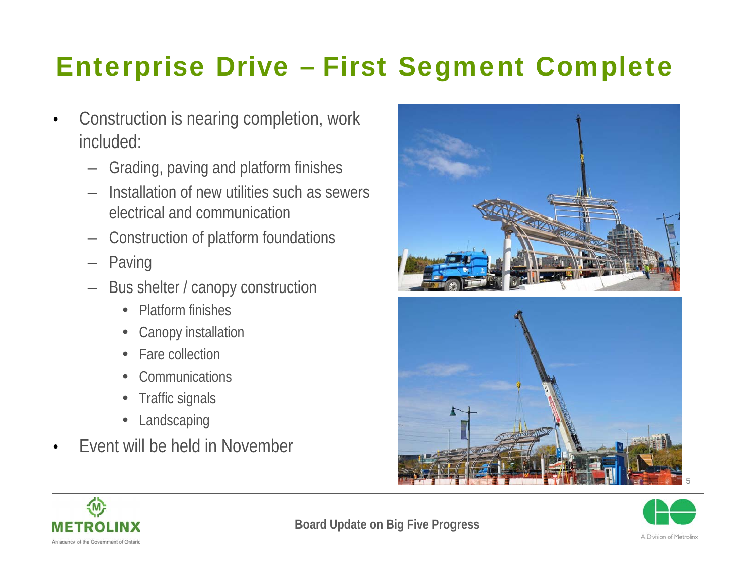# Enterprise Drive – First Segment Complete

- Construction is nearing completion, work included:
  - Grading, paving and platform finishes
  - Installation of new utilities such as sewers electrical and communication
  - Construction of platform foundations
  - Paving
  - Bus shelter / canopy construction
    - Platform finishes
    - Canopy installation
    - Fare collection
    - Communications
    - Traffic signals
    - Landscaping
- Event will be held in November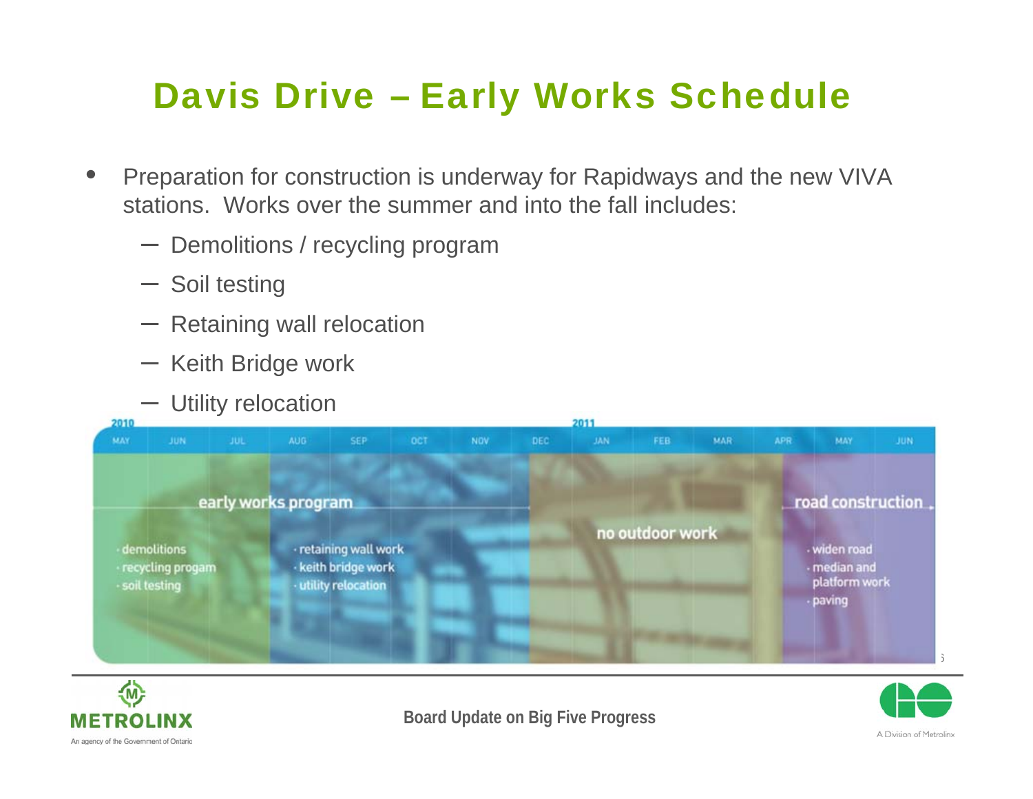# Davis Drive – Early Works Schedule

- Preparation for construction is underway for Rapidways and the new VIVA stations. Works over the summer and into the fall includes:
  - Demolitions / recycling program
  - Soil testing
  - Retaining wall relocation
  - Keith Bridge work
  - Utility relocation

| 2010 MAY | JUN | JUL | AUG | SEP | OCT | NOV | DEC | 2011 JAN | FEB | MAR | APR | MAY | JUN |
|---|---|---|---|---|---|---|---|---|---|---|---|---|---|
| early works program | | | | | | | no outdoor work | | | | | road construction | |
| · demolitions<br>· recycling progam<br>· soil testing | | | · retaining wall work<br>· keith bridge work<br>· utility relocation | | | | | | | | | · widen road<br>· median and platform work<br>· paving | |

Board Update on Big Five Progress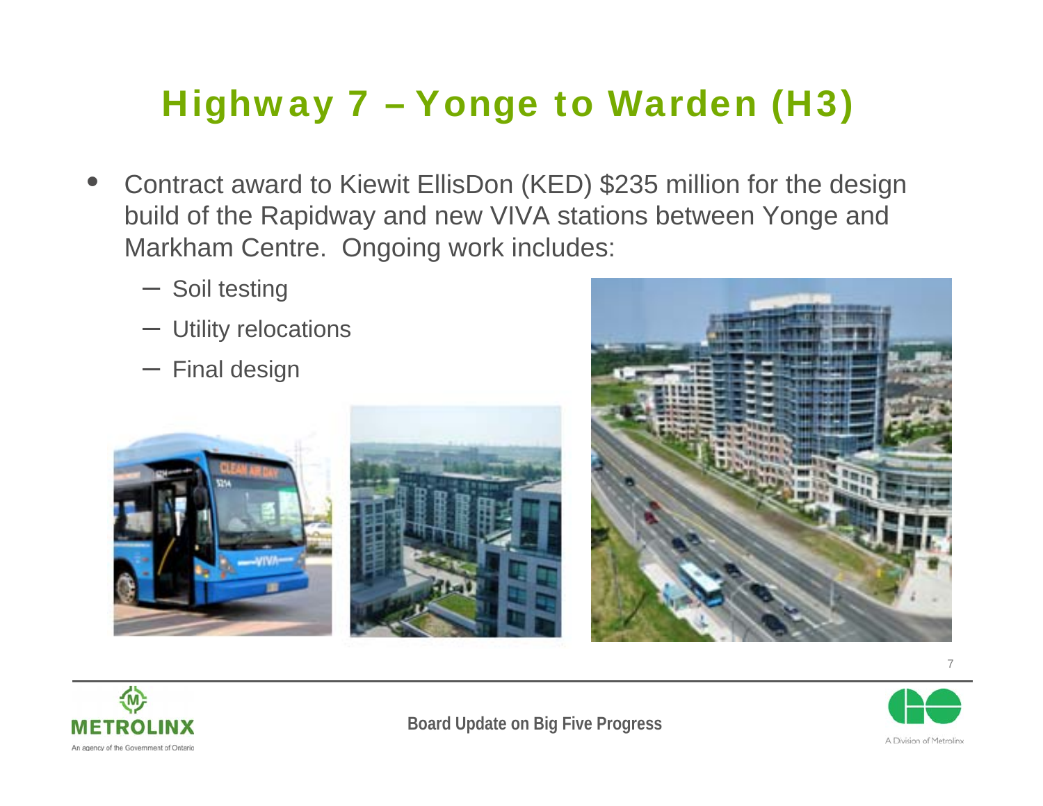# Highway 7 – Yonge to Warden (H3)

- Contract award to Kiewit EllisDon (KED) $235 million for the design build of the Rapidway and new VIVA stations between Yonge and Markham Centre. Ongoing work includes:
  - Soil testing
  - Utility relocations
  - Final design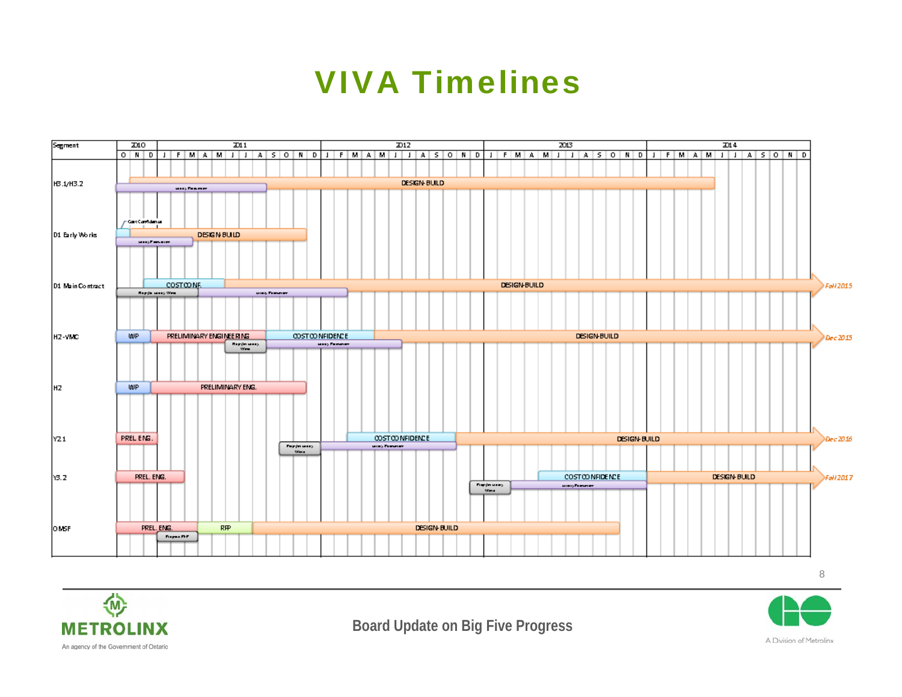# VIVA Timelines

| Segment | Timeline |
|---|---|
| H3.1/H3.2 | DESIGN-BUILD |
| D1 Early Works | Cost Confidence; DESIGN-BUILD |
| D1 Main Contract | COST CONF.; DESIGN-BUILD → *Fall 2015* |
| H2-VMC | WP; PRELIMINARY ENGINEERING; COST CONFIDENCE; DESIGN-BUILD → *Dec 2015* |
| H2 | WP; PRELIMINARY ENG. |
| Y2.1 | PREL. ENG.; COST CONFIDENCE; DESIGN-BUILD → *Dec 2016* |
| Y3.2 | PREL. ENG.; COST CONFIDENCE; DESIGN-BUILD → *Fall 2017* |
| OMSF | PREL. ENG.; RFP; DESIGN-BUILD |

Timeline axis: 2010 (O, N, D), 2011, 2012, 2013, 2014 (J, F, M, A, M, J, J, A, S, O, N, D)

**Board Update on Big Five Progress**

METROLINX — An agency of the Government of Ontario

GO — A Division of Metrolinx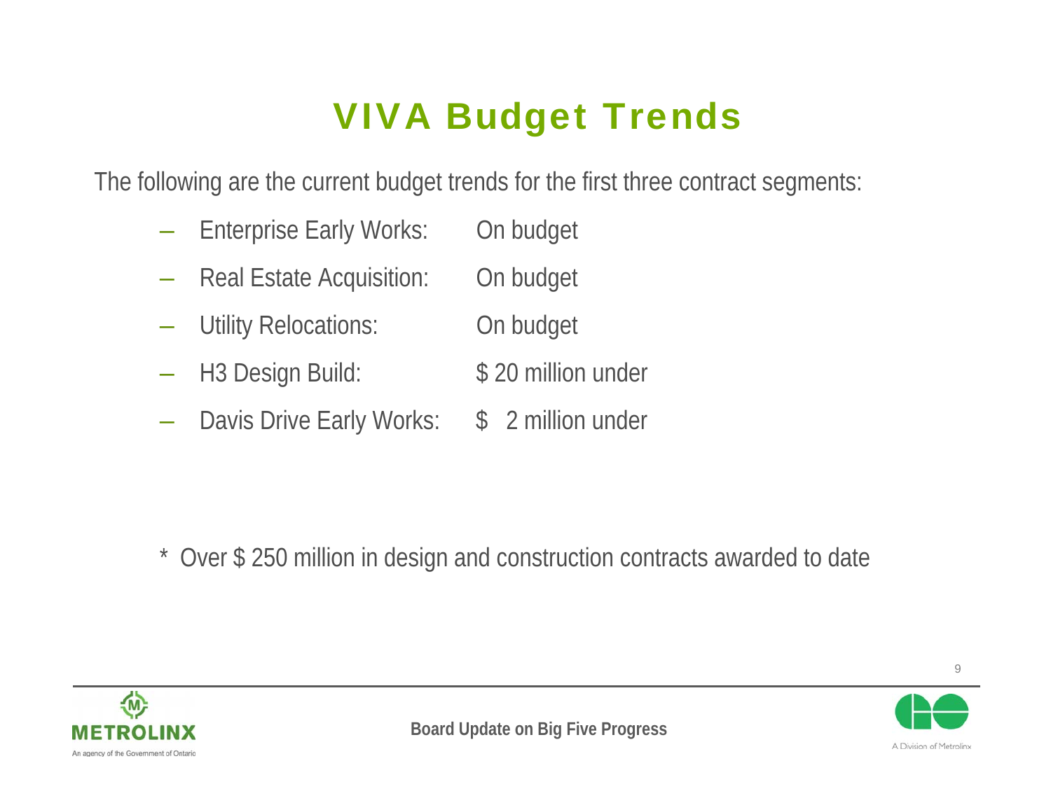# VIVA Budget Trends

The following are the current budget trends for the first three contract segments:

- Enterprise Early Works: On budget
- Real Estate Acquisition: On budget
- Utility Relocations: On budget
- H3 Design Build: $ 20 million under
- Davis Drive Early Works: $ 2 million under

* Over $ 250 million in design and construction contracts awarded to date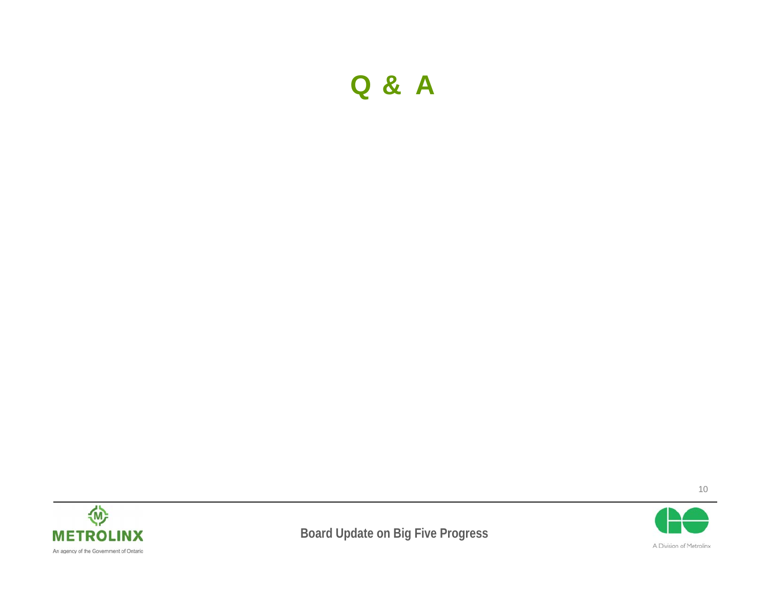# Q & A